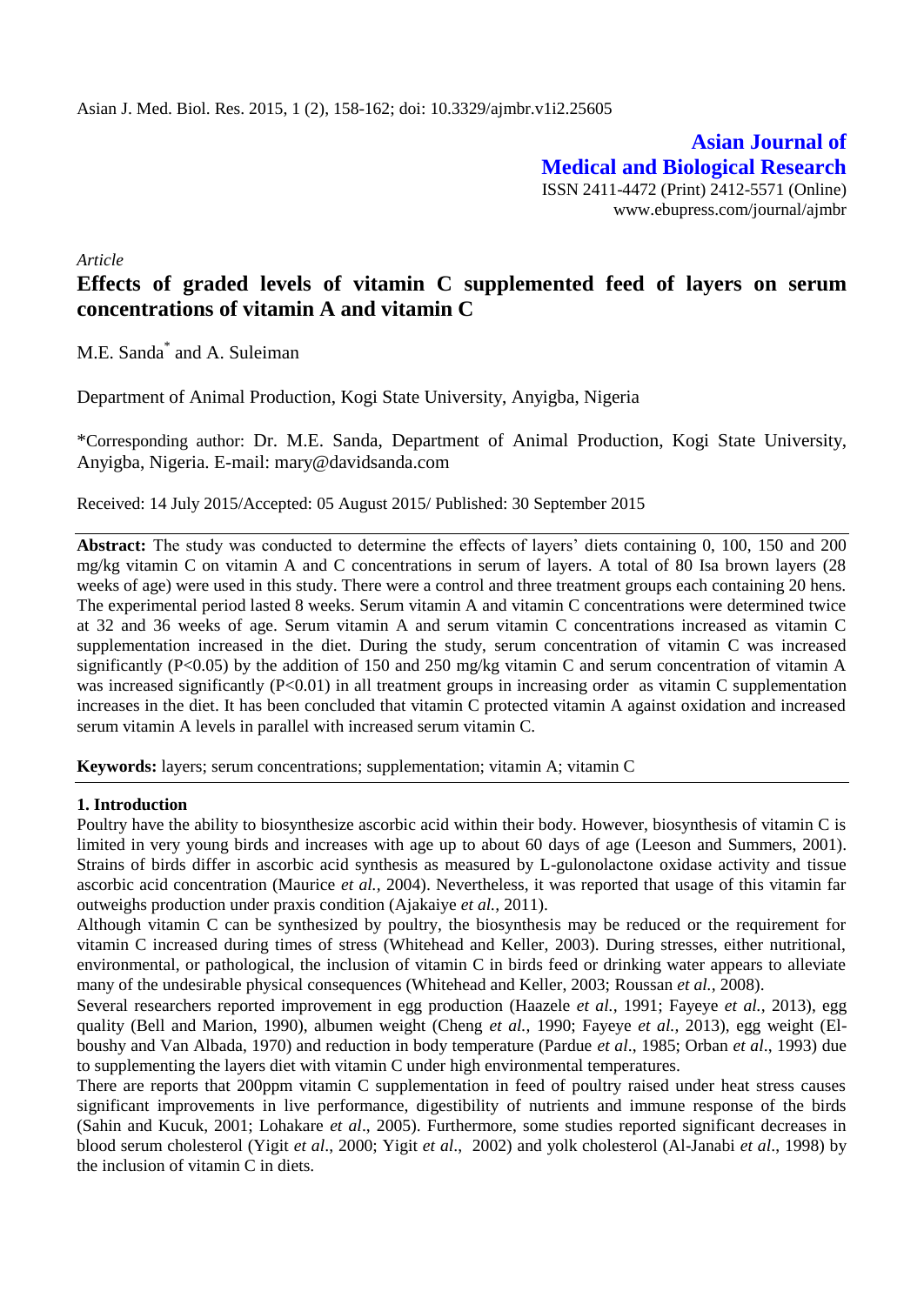*Article*

# Effects of graded levels of vitamin C supplemented feed of layers on serum concentrations of vitamin A and vitamin C

M.E. Sanda* and A. Suleiman

Department of Animal Production, Kogi State University, Anyigba, Nigeria

*Corresponding author: Dr. M.E. Sanda, Department of Animal Production, Kogi State University, Anyigba, Nigeria. E-mail: mary@davidsanda.com

Received: 14 July 2015/Accepted: 05 August 2015/ Published: 30 September 2015

**Abstract:** The study was conducted to determine the effects of layers' diets containing 0, 100, 150 and 200 mg/kg vitamin C on vitamin A and C concentrations in serum of layers. A total of 80 Isa brown layers (28 weeks of age) were used in this study. There were a control and three treatment groups each containing 20 hens. The experimental period lasted 8 weeks. Serum vitamin A and vitamin C concentrations were determined twice at 32 and 36 weeks of age. Serum vitamin A and serum vitamin C concentrations increased as vitamin C supplementation increased in the diet. During the study, serum concentration of vitamin C was increased significantly ($P<0.05$) by the addition of 150 and 250 mg/kg vitamin C and serum concentration of vitamin A was increased significantly ($P<0.01$) in all treatment groups in increasing order as vitamin C supplementation increases in the diet. It has been concluded that vitamin C protected vitamin A against oxidation and increased serum vitamin A levels in parallel with increased serum vitamin C.

**Keywords:** layers; serum concentrations; supplementation; vitamin A; vitamin C

## 1. Introduction

Poultry have the ability to biosynthesize ascorbic acid within their body. However, biosynthesis of vitamin C is limited in very young birds and increases with age up to about 60 days of age (Leeson and Summers, 2001). Strains of birds differ in ascorbic acid synthesis as measured by L-gulonolactone oxidase activity and tissue ascorbic acid concentration (Maurice *et al.,* 2004). Nevertheless, it was reported that usage of this vitamin far outweighs production under praxis condition (Ajakaiye *et al.,* 2011).

Although vitamin C can be synthesized by poultry, the biosynthesis may be reduced or the requirement for vitamin C increased during times of stress (Whitehead and Keller, 2003). During stresses, either nutritional, environmental, or pathological, the inclusion of vitamin C in birds feed or drinking water appears to alleviate many of the undesirable physical consequences (Whitehead and Keller, 2003; Roussan *et al.,* 2008).

Several researchers reported improvement in egg production (Haazele *et al.,* 1991; Fayeye *et al.,* 2013), egg quality (Bell and Marion, 1990), albumen weight (Cheng *et al.,* 1990; Fayeye *et al.,* 2013), egg weight (El-boushy and Van Albada, 1970) and reduction in body temperature (Pardue *et al*., 1985; Orban *et al*., 1993) due to supplementing the layers diet with vitamin C under high environmental temperatures.

There are reports that 200ppm vitamin C supplementation in feed of poultry raised under heat stress causes significant improvements in live performance, digestibility of nutrients and immune response of the birds (Sahin and Kucuk, 2001; Lohakare *et al*., 2005). Furthermore, some studies reported significant decreases in blood serum cholesterol (Yigit *et al*., 2000; Yigit *et al*., 2002) and yolk cholesterol (Al-Janabi *et al*., 1998) by the inclusion of vitamin C in diets.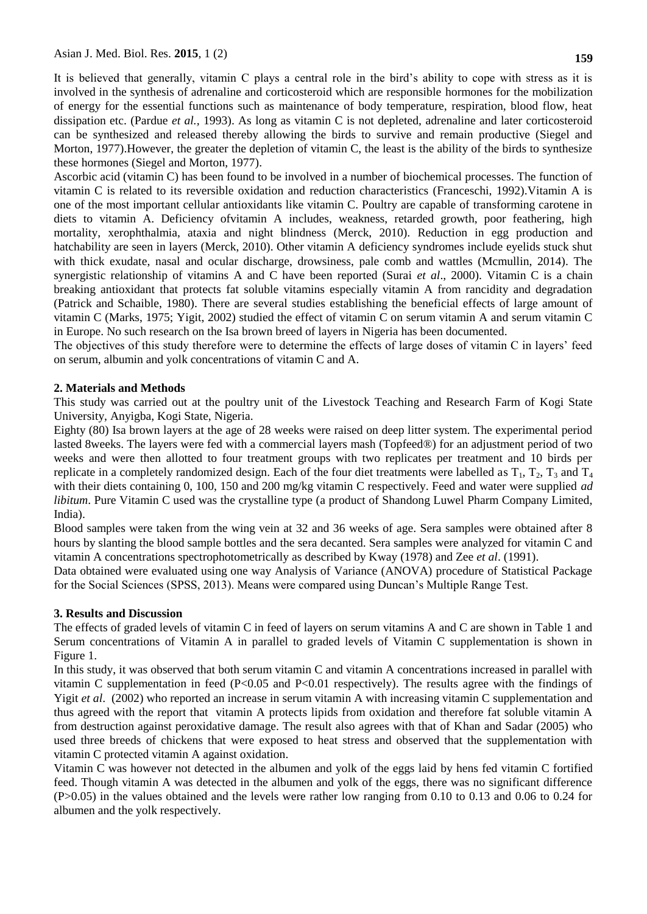It is believed that generally, vitamin C plays a central role in the bird's ability to cope with stress as it is involved in the synthesis of adrenaline and corticosteroid which are responsible hormones for the mobilization of energy for the essential functions such as maintenance of body temperature, respiration, blood flow, heat dissipation etc. (Pardue *et al.*, 1993). As long as vitamin C is not depleted, adrenaline and later corticosteroid can be synthesized and released thereby allowing the birds to survive and remain productive (Siegel and Morton, 1977).However, the greater the depletion of vitamin C, the least is the ability of the birds to synthesize these hormones (Siegel and Morton, 1977).

Ascorbic acid (vitamin C) has been found to be involved in a number of biochemical processes. The function of vitamin C is related to its reversible oxidation and reduction characteristics (Franceschi, 1992).Vitamin A is one of the most important cellular antioxidants like vitamin C. Poultry are capable of transforming carotene in diets to vitamin A. Deficiency ofvitamin A includes, weakness, retarded growth, poor feathering, high mortality, xerophthalmia, ataxia and night blindness (Merck, 2010). Reduction in egg production and hatchability are seen in layers (Merck, 2010). Other vitamin A deficiency syndromes include eyelids stuck shut with thick exudate, nasal and ocular discharge, drowsiness, pale comb and wattles (Mcmullin, 2014). The synergistic relationship of vitamins A and C have been reported (Surai *et al*., 2000). Vitamin C is a chain breaking antioxidant that protects fat soluble vitamins especially vitamin A from rancidity and degradation (Patrick and Schaible, 1980). There are several studies establishing the beneficial effects of large amount of vitamin C (Marks, 1975; Yigit, 2002) studied the effect of vitamin C on serum vitamin A and serum vitamin C in Europe. No such research on the Isa brown breed of layers in Nigeria has been documented.

The objectives of this study therefore were to determine the effects of large doses of vitamin C in layers' feed on serum, albumin and yolk concentrations of vitamin C and A.

## 2. Materials and Methods

This study was carried out at the poultry unit of the Livestock Teaching and Research Farm of Kogi State University, Anyigba, Kogi State, Nigeria.

Eighty (80) Isa brown layers at the age of 28 weeks were raised on deep litter system. The experimental period lasted 8weeks. The layers were fed with a commercial layers mash (Topfeed®) for an adjustment period of two weeks and were then allotted to four treatment groups with two replicates per treatment and 10 birds per replicate in a completely randomized design. Each of the four diet treatments were labelled as $T_1$, $T_2$, $T_3$ and $T_4$ with their diets containing 0, 100, 150 and 200 mg/kg vitamin C respectively. Feed and water were supplied *ad libitum*. Pure Vitamin C used was the crystalline type (a product of Shandong Luwel Pharm Company Limited, India).

Blood samples were taken from the wing vein at 32 and 36 weeks of age. Sera samples were obtained after 8 hours by slanting the blood sample bottles and the sera decanted. Sera samples were analyzed for vitamin C and vitamin A concentrations spectrophotometrically as described by Kway (1978) and Zee *et al*. (1991).

Data obtained were evaluated using one way Analysis of Variance (ANOVA) procedure of Statistical Package for the Social Sciences (SPSS, 2013). Means were compared using Duncan's Multiple Range Test.

## 3. Results and Discussion

The effects of graded levels of vitamin C in feed of layers on serum vitamins A and C are shown in Table 1 and Serum concentrations of Vitamin A in parallel to graded levels of Vitamin C supplementation is shown in Figure 1.

In this study, it was observed that both serum vitamin C and vitamin A concentrations increased in parallel with vitamin C supplementation in feed ($P<0.05$ and $P<0.01$ respectively). The results agree with the findings of Yigit *et al*. (2002) who reported an increase in serum vitamin A with increasing vitamin C supplementation and thus agreed with the report that vitamin A protects lipids from oxidation and therefore fat soluble vitamin A from destruction against peroxidative damage. The result also agrees with that of Khan and Sadar (2005) who used three breeds of chickens that were exposed to heat stress and observed that the supplementation with vitamin C protected vitamin A against oxidation.

Vitamin C was however not detected in the albumen and yolk of the eggs laid by hens fed vitamin C fortified feed. Though vitamin A was detected in the albumen and yolk of the eggs, there was no significant difference ($P>0.05$) in the values obtained and the levels were rather low ranging from 0.10 to 0.13 and 0.06 to 0.24 for albumen and the yolk respectively.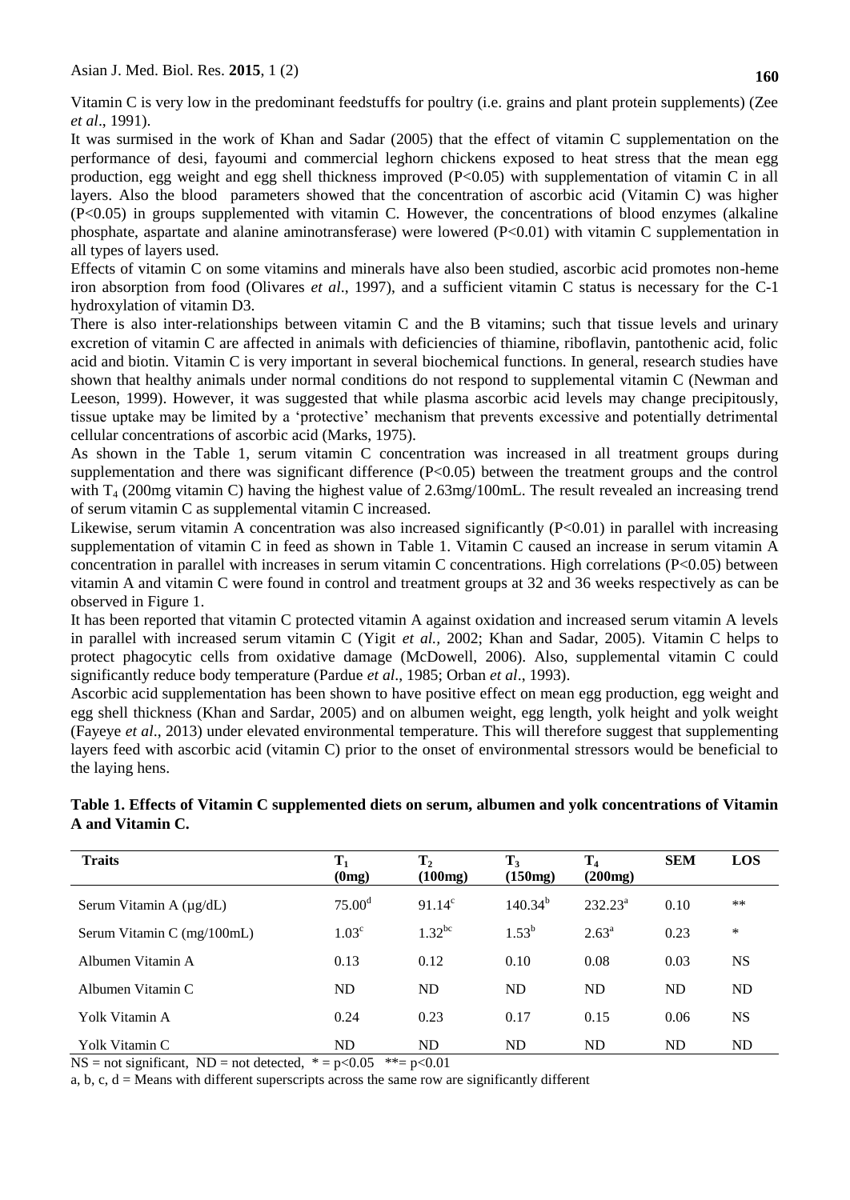Vitamin C is very low in the predominant feedstuffs for poultry (i.e. grains and plant protein supplements) (Zee *et al*., 1991).

It was surmised in the work of Khan and Sadar (2005) that the effect of vitamin C supplementation on the performance of desi, fayoumi and commercial leghorn chickens exposed to heat stress that the mean egg production, egg weight and egg shell thickness improved ($P<0.05$) with supplementation of vitamin C in all layers. Also the blood parameters showed that the concentration of ascorbic acid (Vitamin C) was higher ($P<0.05$) in groups supplemented with vitamin C. However, the concentrations of blood enzymes (alkaline phosphate, aspartate and alanine aminotransferase) were lowered ($P<0.01$) with vitamin C supplementation in all types of layers used.

Effects of vitamin C on some vitamins and minerals have also been studied, ascorbic acid promotes non-heme iron absorption from food (Olivares *et al*., 1997), and a sufficient vitamin C status is necessary for the C-1 hydroxylation of vitamin D3.

There is also inter-relationships between vitamin C and the B vitamins; such that tissue levels and urinary excretion of vitamin C are affected in animals with deficiencies of thiamine, riboflavin, pantothenic acid, folic acid and biotin. Vitamin C is very important in several biochemical functions. In general, research studies have shown that healthy animals under normal conditions do not respond to supplemental vitamin C (Newman and Leeson, 1999). However, it was suggested that while plasma ascorbic acid levels may change precipitously, tissue uptake may be limited by a 'protective' mechanism that prevents excessive and potentially detrimental cellular concentrations of ascorbic acid (Marks, 1975).

As shown in the Table 1, serum vitamin C concentration was increased in all treatment groups during supplementation and there was significant difference ($P<0.05$) between the treatment groups and the control with $T_4$ (200mg vitamin C) having the highest value of 2.63mg/100mL. The result revealed an increasing trend of serum vitamin C as supplemental vitamin C increased.

Likewise, serum vitamin A concentration was also increased significantly ($P<0.01$) in parallel with increasing supplementation of vitamin C in feed as shown in Table 1. Vitamin C caused an increase in serum vitamin A concentration in parallel with increases in serum vitamin C concentrations. High correlations ($P<0.05$) between vitamin A and vitamin C were found in control and treatment groups at 32 and 36 weeks respectively as can be observed in Figure 1.

It has been reported that vitamin C protected vitamin A against oxidation and increased serum vitamin A levels in parallel with increased serum vitamin C (Yigit *et al.,* 2002; Khan and Sadar, 2005). Vitamin C helps to protect phagocytic cells from oxidative damage (McDowell, 2006). Also, supplemental vitamin C could significantly reduce body temperature (Pardue *et al*., 1985; Orban *et al*., 1993).

Ascorbic acid supplementation has been shown to have positive effect on mean egg production, egg weight and egg shell thickness (Khan and Sardar, 2005) and on albumen weight, egg length, yolk height and yolk weight (Fayeye *et al*., 2013) under elevated environmental temperature. This will therefore suggest that supplementing layers feed with ascorbic acid (vitamin C) prior to the onset of environmental stressors would be beneficial to the laying hens.

**Table 1. Effects of Vitamin C supplemented diets on serum, albumen and yolk concentrations of Vitamin A and Vitamin C.**

| Traits | $T_1$ (0mg) | $T_2$ (100mg) | $T_3$ (150mg) | $T_4$ (200mg) | SEM | LOS |
|---|---|---|---|---|---|---|
| Serum Vitamin A (µg/dL) | $75.00^{d}$ | $91.14^{c}$ | $140.34^{b}$ | $232.23^{a}$ | 0.10 | ** |
| Serum Vitamin C (mg/100mL) | $1.03^{c}$ | $1.32^{bc}$ | $1.53^{b}$ | $2.63^{a}$ | 0.23 | * |
| Albumen Vitamin A | 0.13 | 0.12 | 0.10 | 0.08 | 0.03 | NS |
| Albumen Vitamin C | ND | ND | ND | ND | ND | ND |
| Yolk Vitamin A | 0.24 | 0.23 | 0.17 | 0.15 | 0.06 | NS |
| Yolk Vitamin C | ND | ND | ND | ND | ND | ND |

NS = not significant, ND = not detected, * = $p<0.05$ ** = $p<0.01$

a, b, c, d = Means with different superscripts across the same row are significantly different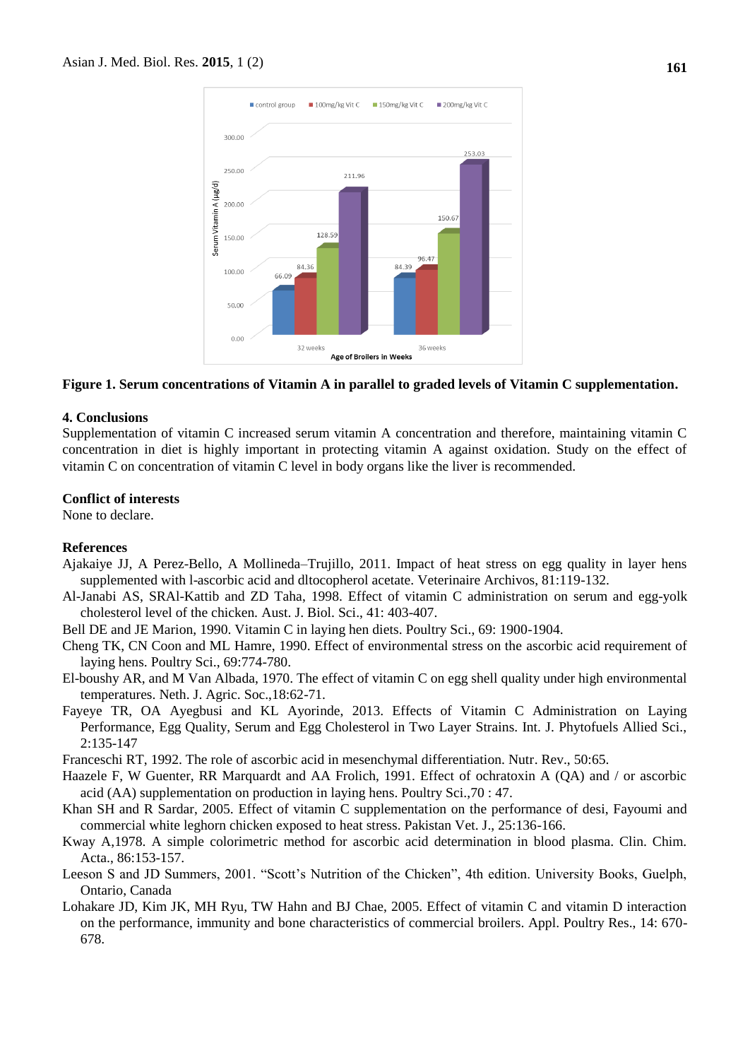**Figure 1. Serum concentrations of Vitamin A in parallel to graded levels of Vitamin C supplementation.**

## 4. Conclusions

Supplementation of vitamin C increased serum vitamin A concentration and therefore, maintaining vitamin C concentration in diet is highly important in protecting vitamin A against oxidation. Study on the effect of vitamin C on concentration of vitamin C level in body organs like the liver is recommended.

## Conflict of interests

None to declare.

## References

Ajakaiye JJ, A Perez-Bello, A Mollineda–Trujillo, 2011. Impact of heat stress on egg quality in layer hens supplemented with l-ascorbic acid and dltocopherol acetate. Veterinaire Archivos, 81:119-132.

Al-Janabi AS, SRAl-Kattib and ZD Taha, 1998. Effect of vitamin C administration on serum and egg-yolk cholesterol level of the chicken. Aust. J. Biol. Sci., 41: 403-407.

Bell DE and JE Marion, 1990. Vitamin C in laying hen diets. Poultry Sci., 69: 1900-1904.

Cheng TK, CN Coon and ML Hamre, 1990. Effect of environmental stress on the ascorbic acid requirement of laying hens. Poultry Sci., 69:774-780.

El-boushy AR, and M Van Albada, 1970. The effect of vitamin C on egg shell quality under high environmental temperatures. Neth. J. Agric. Soc.,18:62-71.

Fayeye TR, OA Ayegbusi and KL Ayorinde, 2013. Effects of Vitamin C Administration on Laying Performance, Egg Quality, Serum and Egg Cholesterol in Two Layer Strains. Int. J. Phytofuels Allied Sci., 2:135-147

Franceschi RT, 1992. The role of ascorbic acid in mesenchymal differentiation. Nutr. Rev., 50:65.

Haazele F, W Guenter, RR Marquardt and AA Frolich, 1991. Effect of ochratoxin A (QA) and / or ascorbic acid (AA) supplementation on production in laying hens. Poultry Sci.,70 : 47.

Khan SH and R Sardar, 2005. Effect of vitamin C supplementation on the performance of desi, Fayoumi and commercial white leghorn chicken exposed to heat stress. Pakistan Vet. J., 25:136-166.

Kway A,1978. A simple colorimetric method for ascorbic acid determination in blood plasma. Clin. Chim. Acta., 86:153-157.

Leeson S and JD Summers, 2001. "Scott's Nutrition of the Chicken", 4th edition. University Books, Guelph, Ontario, Canada

Lohakare JD, Kim JK, MH Ryu, TW Hahn and BJ Chae, 2005. Effect of vitamin C and vitamin D interaction on the performance, immunity and bone characteristics of commercial broilers. Appl. Poultry Res., 14: 670-678.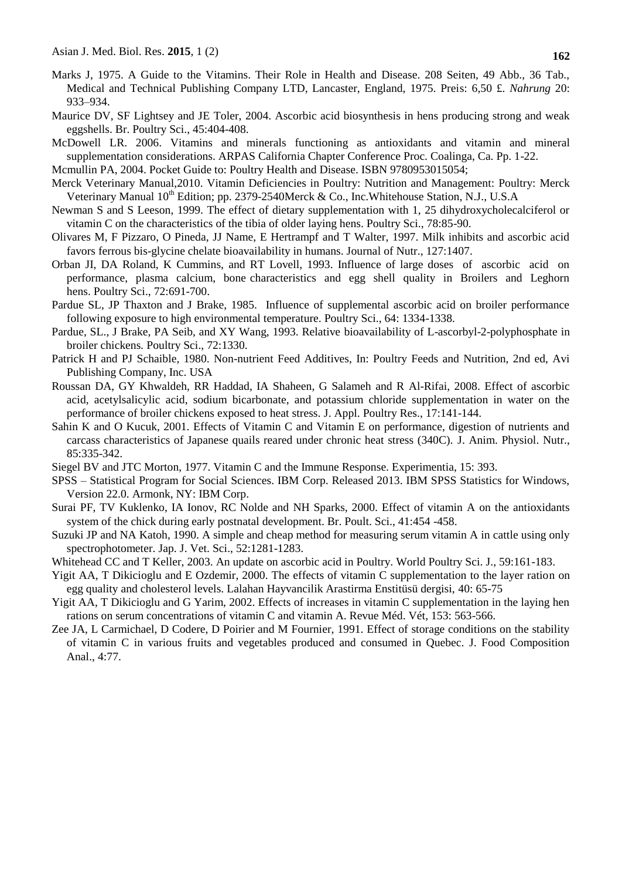Marks J, 1975. A Guide to the Vitamins. Their Role in Health and Disease. 208 Seiten, 49 Abb., 36 Tab., Medical and Technical Publishing Company LTD, Lancaster, England, 1975. Preis: 6,50 £. *Nahrung* 20: 933–934.

Maurice DV, SF Lightsey and JE Toler, 2004. Ascorbic acid biosynthesis in hens producing strong and weak eggshells. Br. Poultry Sci., 45:404-408.

McDowell LR. 2006. Vitamins and minerals functioning as antioxidants and vitamin and mineral supplementation considerations. ARPAS California Chapter Conference Proc. Coalinga, Ca. Pp. 1-22.

Mcmullin PA, 2004. Pocket Guide to: Poultry Health and Disease. ISBN 9780953015054;

Merck Veterinary Manual,2010. Vitamin Deficiencies in Poultry: Nutrition and Management: Poultry: Merck Veterinary Manual 10th Edition; pp. 2379-2540Merck & Co., Inc.Whitehouse Station, N.J., U.S.A

Newman S and S Leeson, 1999. The effect of dietary supplementation with 1, 25 dihydroxycholecalciferol or vitamin C on the characteristics of the tibia of older laying hens. Poultry Sci., 78:85-90.

Olivares M, F Pizzaro, O Pineda, JJ Name, E Hertrampf and T Walter, 1997. Milk inhibits and ascorbic acid favors ferrous bis-glycine chelate bioavailability in humans. Journal of Nutr., 127:1407.

Orban JI, DA Roland, K Cummins, and RT Lovell, 1993. Influence of large doses of ascorbic acid on performance, plasma calcium, bone characteristics and egg shell quality in Broilers and Leghorn hens. Poultry Sci., 72:691-700.

Pardue SL, JP Thaxton and J Brake, 1985. Influence of supplemental ascorbic acid on broiler performance following exposure to high environmental temperature. Poultry Sci., 64: 1334-1338.

Pardue, SL., J Brake, PA Seib, and XY Wang, 1993. Relative bioavailability of L-ascorbyl-2-polyphosphate in broiler chickens*.* Poultry Sci., 72:1330.

Patrick H and PJ Schaible, 1980. Non-nutrient Feed Additives, In: Poultry Feeds and Nutrition, 2nd ed, Avi Publishing Company, Inc. USA

Roussan DA, GY Khwaldeh, RR Haddad, IA Shaheen, G Salameh and R Al-Rifai, 2008. Effect of ascorbic acid, acetylsalicylic acid, sodium bicarbonate, and potassium chloride supplementation in water on the performance of broiler chickens exposed to heat stress. J. Appl. Poultry Res., 17:141-144.

Sahin K and O Kucuk, 2001. Effects of Vitamin C and Vitamin E on performance, digestion of nutrients and carcass characteristics of Japanese quails reared under chronic heat stress (340C). J. Anim. Physiol. Nutr., 85:335-342.

Siegel BV and JTC Morton, 1977. Vitamin C and the Immune Response. Experimentia, 15: 393.

SPSS – Statistical Program for Social Sciences. IBM Corp. Released 2013. IBM SPSS Statistics for Windows, Version 22.0. Armonk, NY: IBM Corp.

Surai PF, TV Kuklenko, IA Ionov, RC Nolde and NH Sparks, 2000. Effect of vitamin A on the antioxidants system of the chick during early postnatal development. Br. Poult. Sci., 41:454 -458.

Suzuki JP and NA Katoh, 1990. A simple and cheap method for measuring serum vitamin A in cattle using only spectrophotometer. Jap. J. Vet. Sci., 52:1281-1283.

Whitehead CC and T Keller, 2003. An update on ascorbic acid in Poultry. World Poultry Sci. J., 59:161-183.

Yigit AA, T Dikicioglu and E Ozdemir, 2000. The effects of vitamin C supplementation to the layer ration on egg quality and cholesterol levels. Lalahan Hayvancilik Arastirma Enstitüsü dergisi, 40: 65-75

Yigit AA, T Dikicioglu and G Yarim, 2002. Effects of increases in vitamin C supplementation in the laying hen rations on serum concentrations of vitamin C and vitamin A. Revue Méd. Vét, 153: 563-566.

Zee JA, L Carmichael, D Codere, D Poirier and M Fournier, 1991. Effect of storage conditions on the stability of vitamin C in various fruits and vegetables produced and consumed in Quebec. J. Food Composition Anal., 4:77.